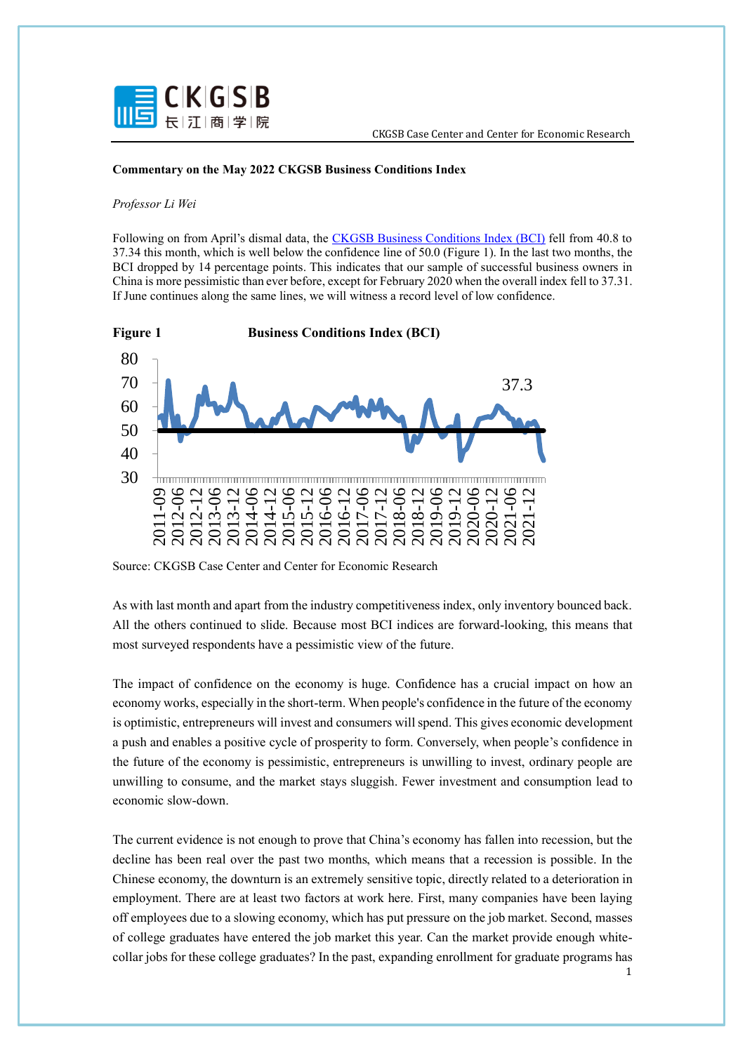**Commentary on the May 2022 CKGSB Business Conditions Index**

*Professor Li Wei*

Following on from April's dismal data, the CKGSB Business Conditions Index (BCI) fell from 40.8 to 37.34 this month, which is well below the confidence line of 50.0 (Figure 1). In the last two months, the BCI dropped by 14 percentage points. This indicates that our sample of successful business owners in China is more pessimistic than ever before, except for February 2020 when the overall index fell to 37.31. If June continues along the same lines, we will witness a record level of low confidence.

**Figure 1** **Business Conditions Index (BCI)**

Source: CKGSB Case Center and Center for Economic Research

As with last month and apart from the industry competitiveness index, only inventory bounced back. All the others continued to slide. Because most BCI indices are forward-looking, this means that most surveyed respondents have a pessimistic view of the future.

The impact of confidence on the economy is huge. Confidence has a crucial impact on how an economy works, especially in the short-term. When people's confidence in the future of the economy is optimistic, entrepreneurs will invest and consumers will spend. This gives economic development a push and enables a positive cycle of prosperity to form. Conversely, when people's confidence in the future of the economy is pessimistic, entrepreneurs is unwilling to invest, ordinary people are unwilling to consume, and the market stays sluggish. Fewer investment and consumption lead to economic slow-down.

The current evidence is not enough to prove that China's economy has fallen into recession, but the decline has been real over the past two months, which means that a recession is possible. In the Chinese economy, the downturn is an extremely sensitive topic, directly related to a deterioration in employment. There are at least two factors at work here. First, many companies have been laying off employees due to a slowing economy, which has put pressure on the job market. Second, masses of college graduates have entered the job market this year. Can the market provide enough white-collar jobs for these college graduates? In the past, expanding enrollment for graduate programs has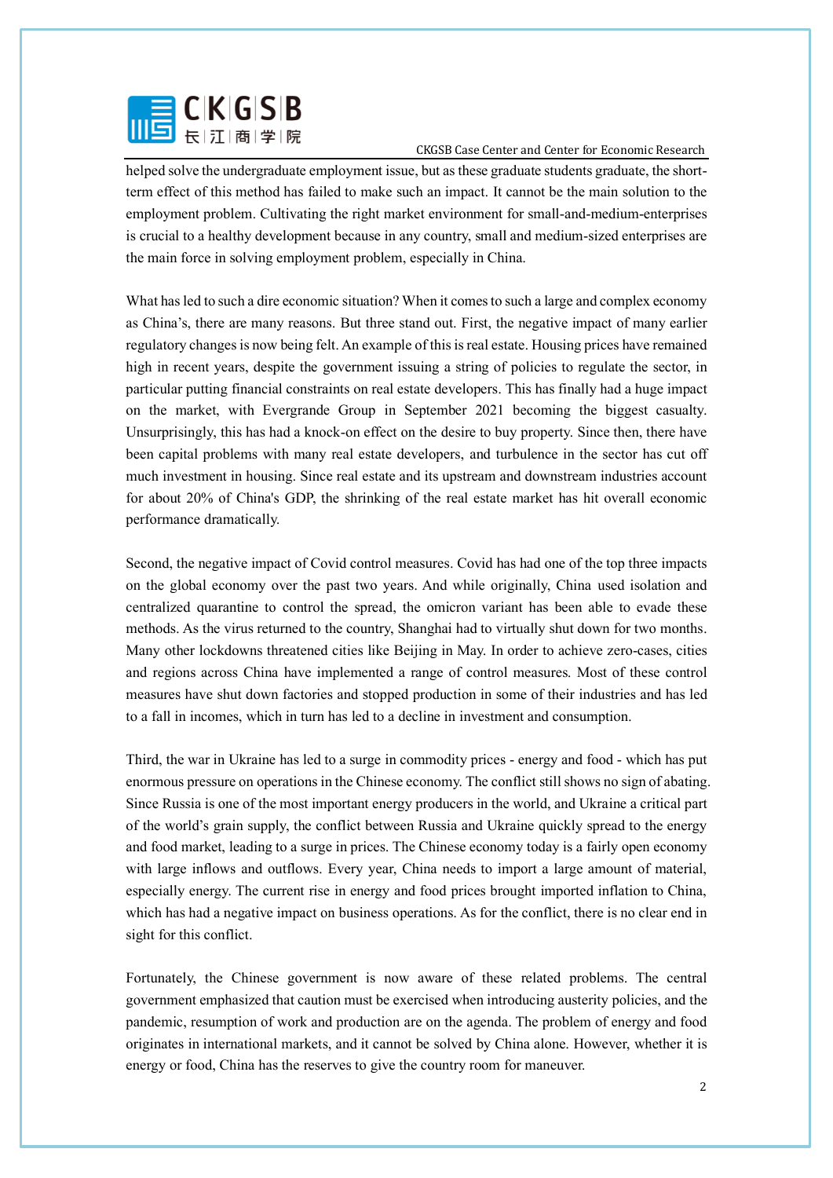helped solve the undergraduate employment issue, but as these graduate students graduate, the short-term effect of this method has failed to make such an impact. It cannot be the main solution to the employment problem. Cultivating the right market environment for small-and-medium-enterprises is crucial to a healthy development because in any country, small and medium-sized enterprises are the main force in solving employment problem, especially in China.

What has led to such a dire economic situation? When it comes to such a large and complex economy as China's, there are many reasons. But three stand out. First, the negative impact of many earlier regulatory changes is now being felt. An example of this is real estate. Housing prices have remained high in recent years, despite the government issuing a string of policies to regulate the sector, in particular putting financial constraints on real estate developers. This has finally had a huge impact on the market, with Evergrande Group in September 2021 becoming the biggest casualty. Unsurprisingly, this has had a knock-on effect on the desire to buy property. Since then, there have been capital problems with many real estate developers, and turbulence in the sector has cut off much investment in housing. Since real estate and its upstream and downstream industries account for about 20% of China's GDP, the shrinking of the real estate market has hit overall economic performance dramatically.

Second, the negative impact of Covid control measures. Covid has had one of the top three impacts on the global economy over the past two years. And while originally, China used isolation and centralized quarantine to control the spread, the omicron variant has been able to evade these methods. As the virus returned to the country, Shanghai had to virtually shut down for two months. Many other lockdowns threatened cities like Beijing in May. In order to achieve zero-cases, cities and regions across China have implemented a range of control measures. Most of these control measures have shut down factories and stopped production in some of their industries and has led to a fall in incomes, which in turn has led to a decline in investment and consumption.

Third, the war in Ukraine has led to a surge in commodity prices - energy and food - which has put enormous pressure on operations in the Chinese economy. The conflict still shows no sign of abating. Since Russia is one of the most important energy producers in the world, and Ukraine a critical part of the world's grain supply, the conflict between Russia and Ukraine quickly spread to the energy and food market, leading to a surge in prices. The Chinese economy today is a fairly open economy with large inflows and outflows. Every year, China needs to import a large amount of material, especially energy. The current rise in energy and food prices brought imported inflation to China, which has had a negative impact on business operations. As for the conflict, there is no clear end in sight for this conflict.

Fortunately, the Chinese government is now aware of these related problems. The central government emphasized that caution must be exercised when introducing austerity policies, and the pandemic, resumption of work and production are on the agenda. The problem of energy and food originates in international markets, and it cannot be solved by China alone. However, whether it is energy or food, China has the reserves to give the country room for maneuver.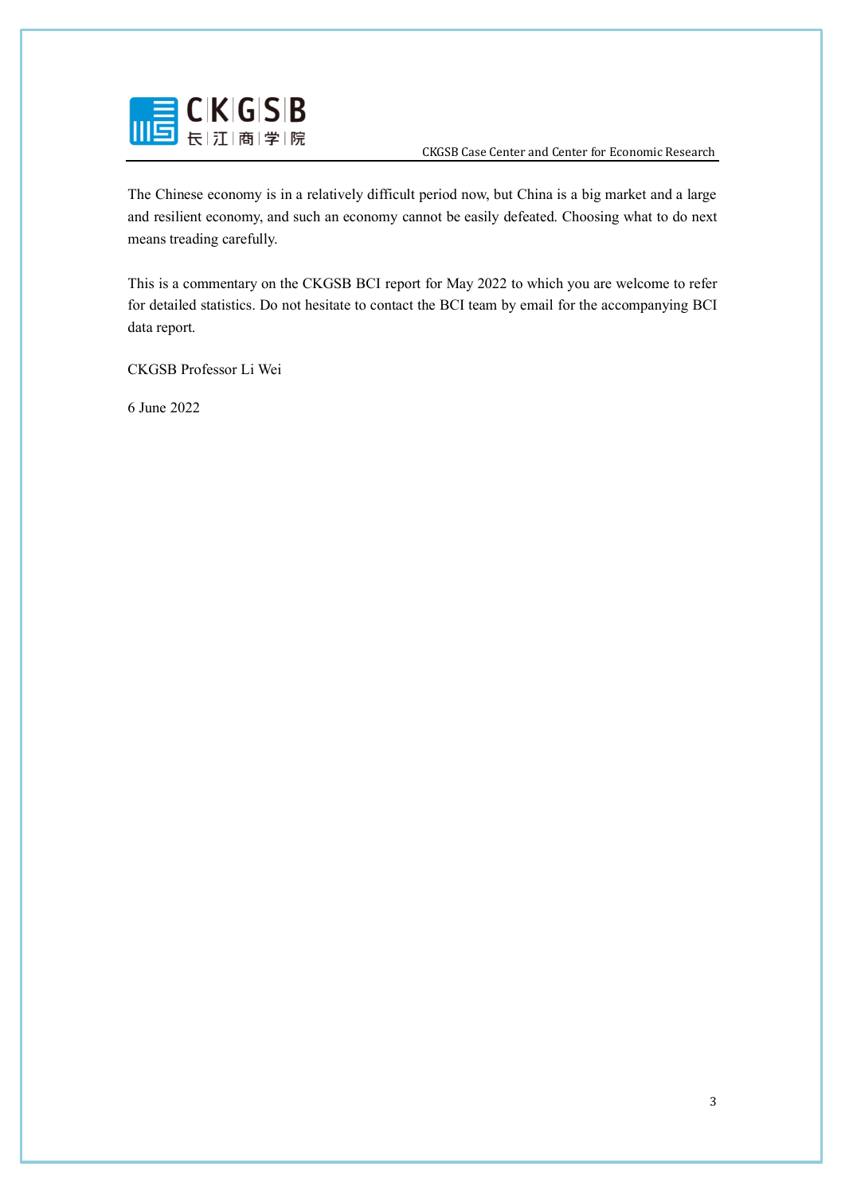The Chinese economy is in a relatively difficult period now, but China is a big market and a large and resilient economy, and such an economy cannot be easily defeated. Choosing what to do next means treading carefully.

This is a commentary on the CKGSB BCI report for May 2022 to which you are welcome to refer for detailed statistics. Do not hesitate to contact the BCI team by email for the accompanying BCI data report.

CKGSB Professor Li Wei

6 June 2022